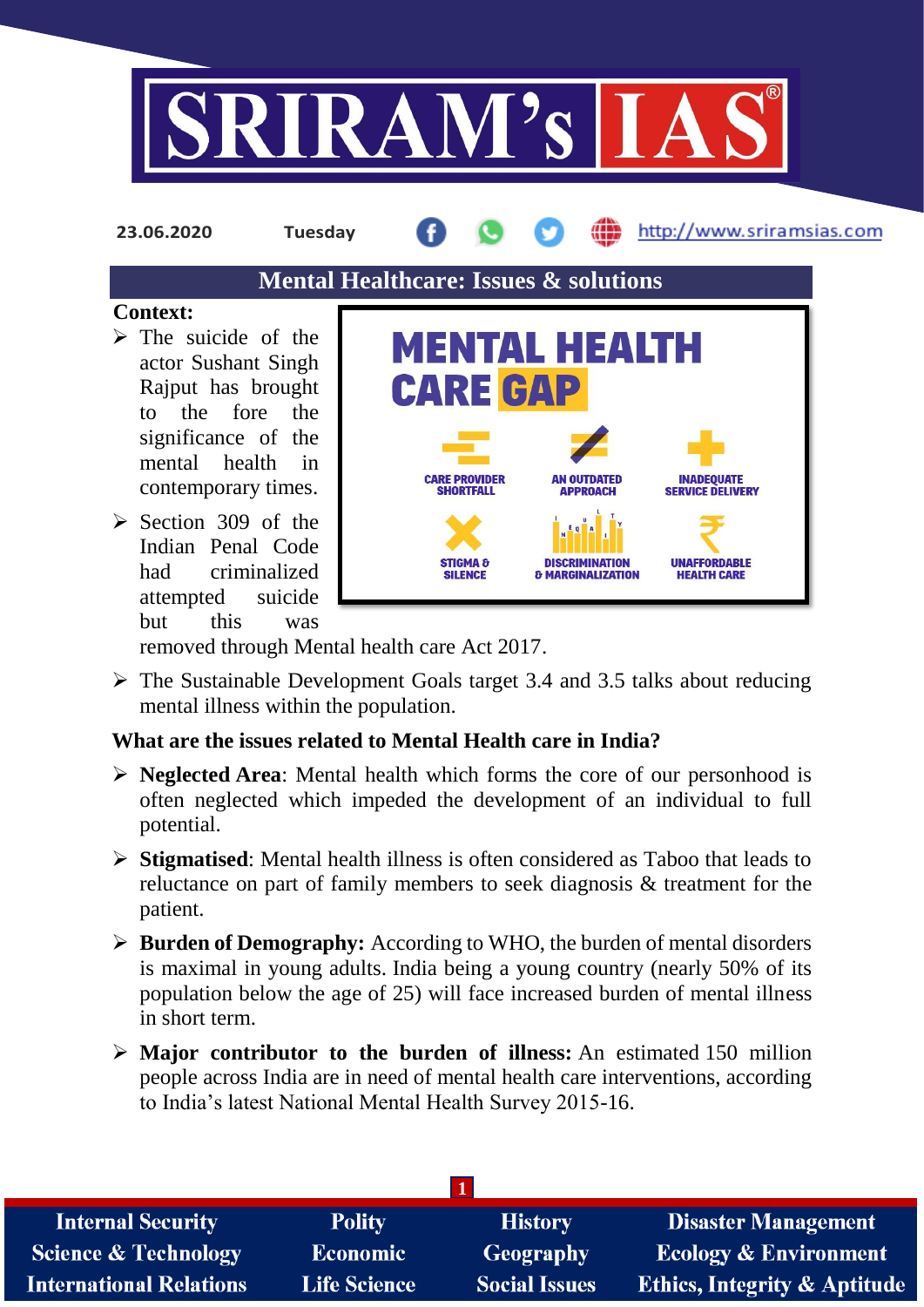23.06.2020 Tuesday http://www.sriramsias.com

## Mental Healthcare: Issues & solutions

**Context:**

- The suicide of the actor Sushant Singh Rajput has brought to the fore the significance of the mental health in contemporary times.
- Section 309 of the Indian Penal Code had criminalized attempted suicide but this was removed through Mental health care Act 2017.
- The Sustainable Development Goals target 3.4 and 3.5 talks about reducing mental illness within the population.

MENTAL HEALTH CARE GAP

CARE PROVIDER SHORTFALL | AN OUTDATED APPROACH | INADEQUATE SERVICE DELIVERY | STIGMA & SILENCE | DISCRIMINATION & MARGINALIZATION | UNAFFORDABLE HEALTH CARE

**What are the issues related to Mental Health care in India?**

- **Neglected Area**: Mental health which forms the core of our personhood is often neglected which impeded the development of an individual to full potential.
- **Stigmatised**: Mental health illness is often considered as Taboo that leads to reluctance on part of family members to seek diagnosis & treatment for the patient.
- **Burden of Demography:** According to WHO, the burden of mental disorders is maximal in young adults. India being a young country (nearly 50% of its population below the age of 25) will face increased burden of mental illness in short term.
- **Major contributor to the burden of illness:** An estimated 150 million people across India are in need of mental health care interventions, according to India's latest National Mental Health Survey 2015-16.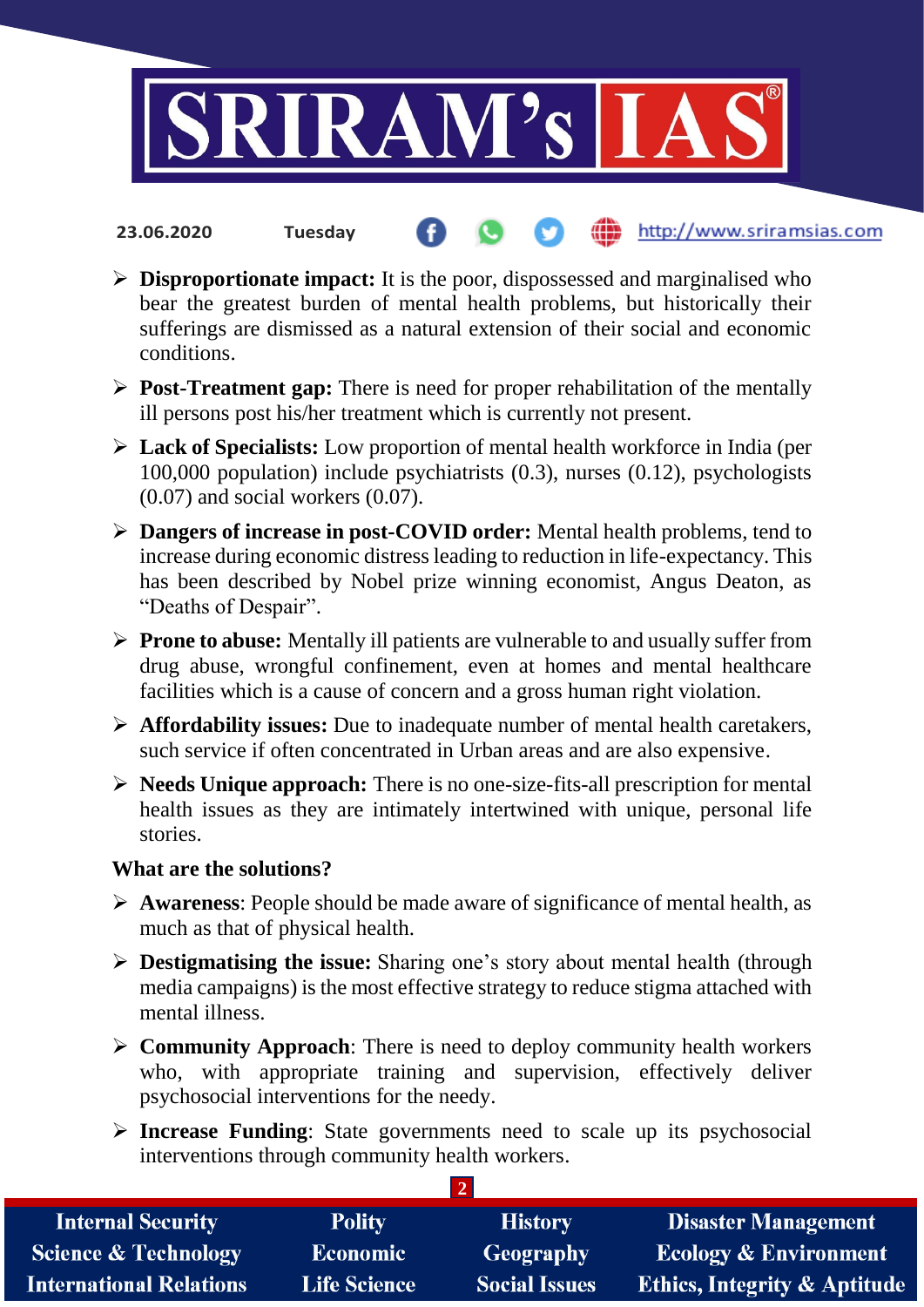- **Disproportionate impact:** It is the poor, dispossessed and marginalised who bear the greatest burden of mental health problems, but historically their sufferings are dismissed as a natural extension of their social and economic conditions.
- **Post-Treatment gap:** There is need for proper rehabilitation of the mentally ill persons post his/her treatment which is currently not present.
- **Lack of Specialists:** Low proportion of mental health workforce in India (per 100,000 population) include psychiatrists (0.3), nurses (0.12), psychologists (0.07) and social workers (0.07).
- **Dangers of increase in post-COVID order:** Mental health problems, tend to increase during economic distress leading to reduction in life-expectancy. This has been described by Nobel prize winning economist, Angus Deaton, as "Deaths of Despair".
- **Prone to abuse:** Mentally ill patients are vulnerable to and usually suffer from drug abuse, wrongful confinement, even at homes and mental healthcare facilities which is a cause of concern and a gross human right violation.
- **Affordability issues:** Due to inadequate number of mental health caretakers, such service if often concentrated in Urban areas and are also expensive.
- **Needs Unique approach:** There is no one-size-fits-all prescription for mental health issues as they are intimately intertwined with unique, personal life stories.

**What are the solutions?**

- **Awareness**: People should be made aware of significance of mental health, as much as that of physical health.
- **Destigmatising the issue:** Sharing one's story about mental health (through media campaigns) is the most effective strategy to reduce stigma attached with mental illness.
- **Community Approach**: There is need to deploy community health workers who, with appropriate training and supervision, effectively deliver psychosocial interventions for the needy.
- **Increase Funding**: State governments need to scale up its psychosocial interventions through community health workers.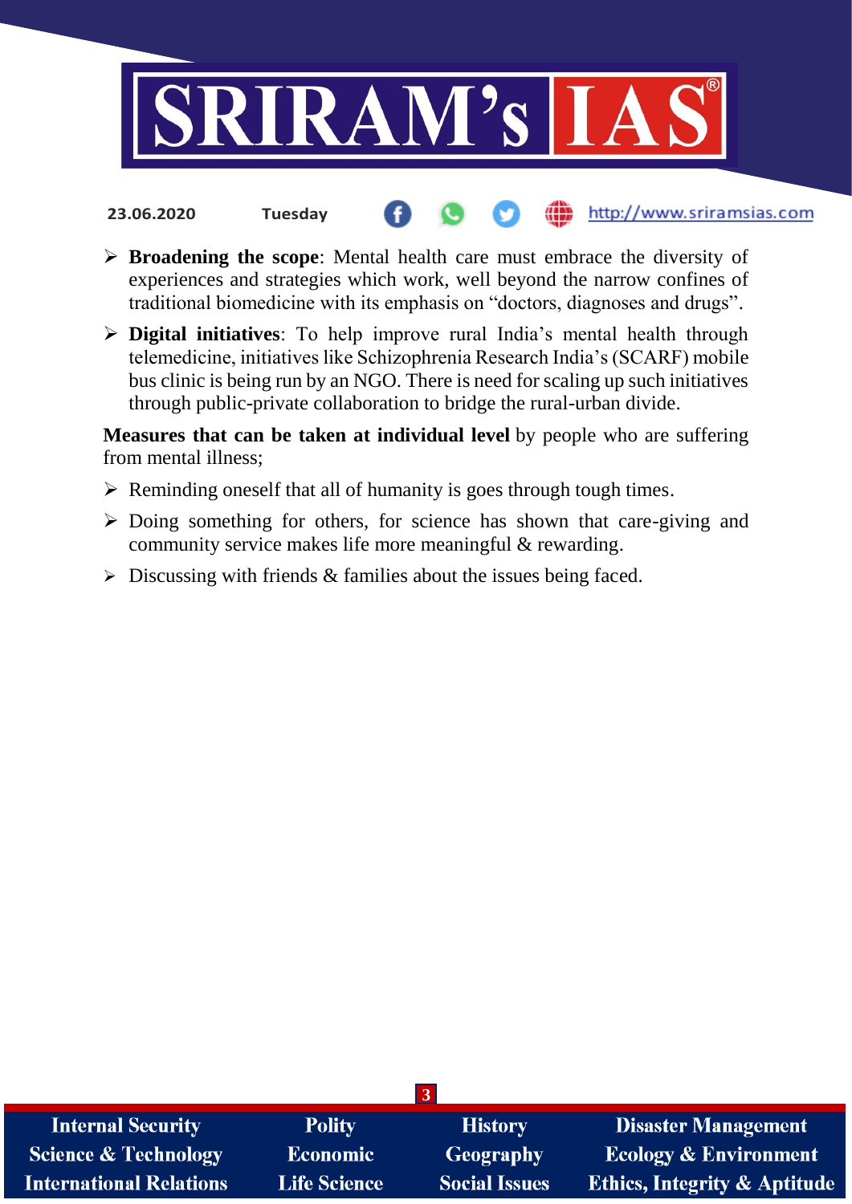- **Broadening the scope**: Mental health care must embrace the diversity of experiences and strategies which work, well beyond the narrow confines of traditional biomedicine with its emphasis on "doctors, diagnoses and drugs".
- **Digital initiatives**: To help improve rural India's mental health through telemedicine, initiatives like Schizophrenia Research India's (SCARF) mobile bus clinic is being run by an NGO. There is need for scaling up such initiatives through public-private collaboration to bridge the rural-urban divide.

**Measures that can be taken at individual level** by people who are suffering from mental illness;

- Reminding oneself that all of humanity is goes through tough times.
- Doing something for others, for science has shown that care-giving and community service makes life more meaningful & rewarding.
- Discussing with friends & families about the issues being faced.